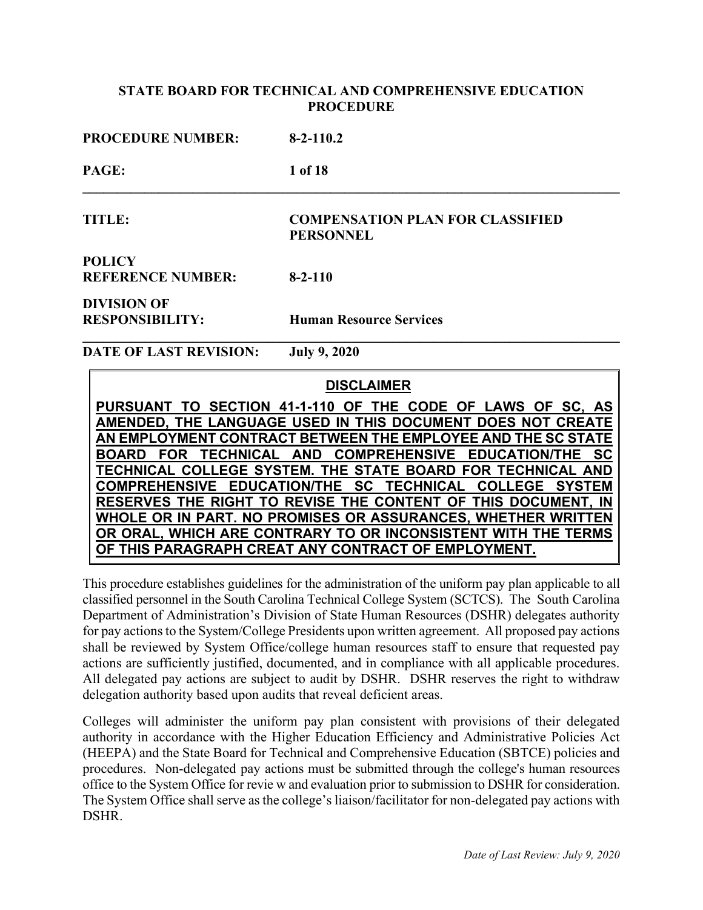**STATE BOARD FOR TECHNICAL AND COMPREHENSIVE EDUCATION PROCEDURE**

| | |
|---|---|
| **PROCEDURE NUMBER:** | **8-2-110.2** |
| **PAGE:** | **1 of 18** |

| | |
|---|---|
| **TITLE:** | **COMPENSATION PLAN FOR CLASSIFIED PERSONNEL** |
| **POLICY REFERENCE NUMBER:** | **8-2-110** |
| **DIVISION OF RESPONSIBILITY:** | **Human Resource Services** |

| | |
|---|---|
| **DATE OF LAST REVISION:** | **July 9, 2020** |

**DISCLAIMER**

**PURSUANT TO SECTION 41-1-110 OF THE CODE OF LAWS OF SC, AS AMENDED, THE LANGUAGE USED IN THIS DOCUMENT DOES NOT CREATE AN EMPLOYMENT CONTRACT BETWEEN THE EMPLOYEE AND THE SC STATE BOARD FOR TECHNICAL AND COMPREHENSIVE EDUCATION/THE SC TECHNICAL COLLEGE SYSTEM. THE STATE BOARD FOR TECHNICAL AND COMPREHENSIVE EDUCATION/THE SC TECHNICAL COLLEGE SYSTEM RESERVES THE RIGHT TO REVISE THE CONTENT OF THIS DOCUMENT, IN WHOLE OR IN PART. NO PROMISES OR ASSURANCES, WHETHER WRITTEN OR ORAL, WHICH ARE CONTRARY TO OR INCONSISTENT WITH THE TERMS OF THIS PARAGRAPH CREAT ANY CONTRACT OF EMPLOYMENT.**

This procedure establishes guidelines for the administration of the uniform pay plan applicable to all classified personnel in the South Carolina Technical College System (SCTCS). The South Carolina Department of Administration's Division of State Human Resources (DSHR) delegates authority for pay actions to the System/College Presidents upon written agreement. All proposed pay actions shall be reviewed by System Office/college human resources staff to ensure that requested pay actions are sufficiently justified, documented, and in compliance with all applicable procedures. All delegated pay actions are subject to audit by DSHR. DSHR reserves the right to withdraw delegation authority based upon audits that reveal deficient areas.

Colleges will administer the uniform pay plan consistent with provisions of their delegated authority in accordance with the Higher Education Efficiency and Administrative Policies Act (HEEPA) and the State Board for Technical and Comprehensive Education (SBTCE) policies and procedures. Non-delegated pay actions must be submitted through the college's human resources office to the System Office for revie w and evaluation prior to submission to DSHR for consideration. The System Office shall serve as the college's liaison/facilitator for non-delegated pay actions with DSHR.

*Date of Last Review: July 9, 2020*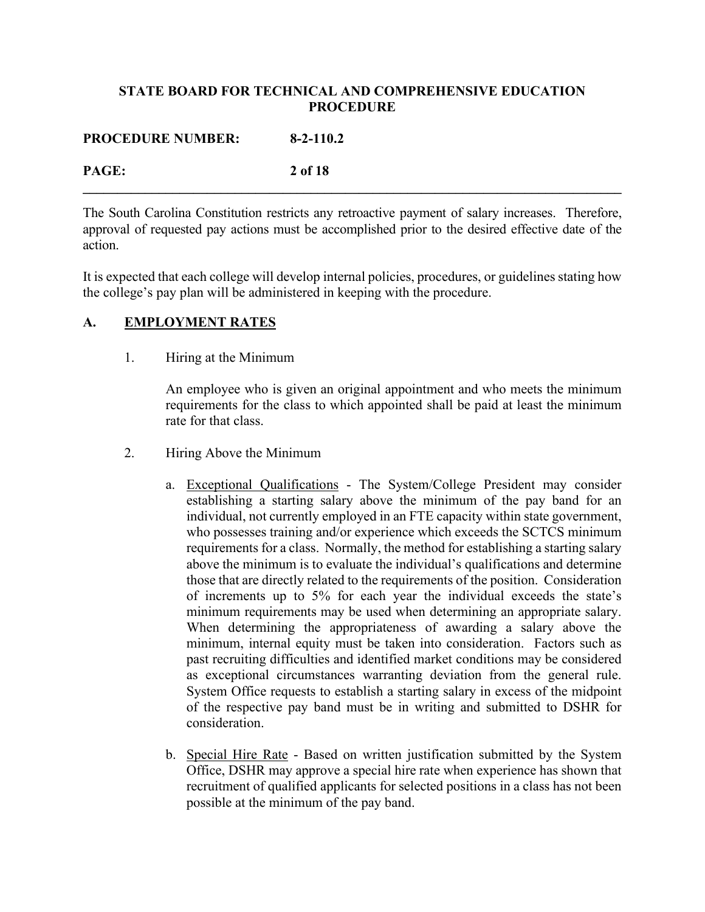The South Carolina Constitution restricts any retroactive payment of salary increases. Therefore, approval of requested pay actions must be accomplished prior to the desired effective date of the action.

It is expected that each college will develop internal policies, procedures, or guidelines stating how the college's pay plan will be administered in keeping with the procedure.

## A. EMPLOYMENT RATES

1. Hiring at the Minimum

   An employee who is given an original appointment and who meets the minimum requirements for the class to which appointed shall be paid at least the minimum rate for that class.

2. Hiring Above the Minimum

   a. Exceptional Qualifications - The System/College President may consider establishing a starting salary above the minimum of the pay band for an individual, not currently employed in an FTE capacity within state government, who possesses training and/or experience which exceeds the SCTCS minimum requirements for a class. Normally, the method for establishing a starting salary above the minimum is to evaluate the individual's qualifications and determine those that are directly related to the requirements of the position. Consideration of increments up to 5% for each year the individual exceeds the state's minimum requirements may be used when determining an appropriate salary. When determining the appropriateness of awarding a salary above the minimum, internal equity must be taken into consideration. Factors such as past recruiting difficulties and identified market conditions may be considered as exceptional circumstances warranting deviation from the general rule. System Office requests to establish a starting salary in excess of the midpoint of the respective pay band must be in writing and submitted to DSHR for consideration.

   b. Special Hire Rate - Based on written justification submitted by the System Office, DSHR may approve a special hire rate when experience has shown that recruitment of qualified applicants for selected positions in a class has not been possible at the minimum of the pay band.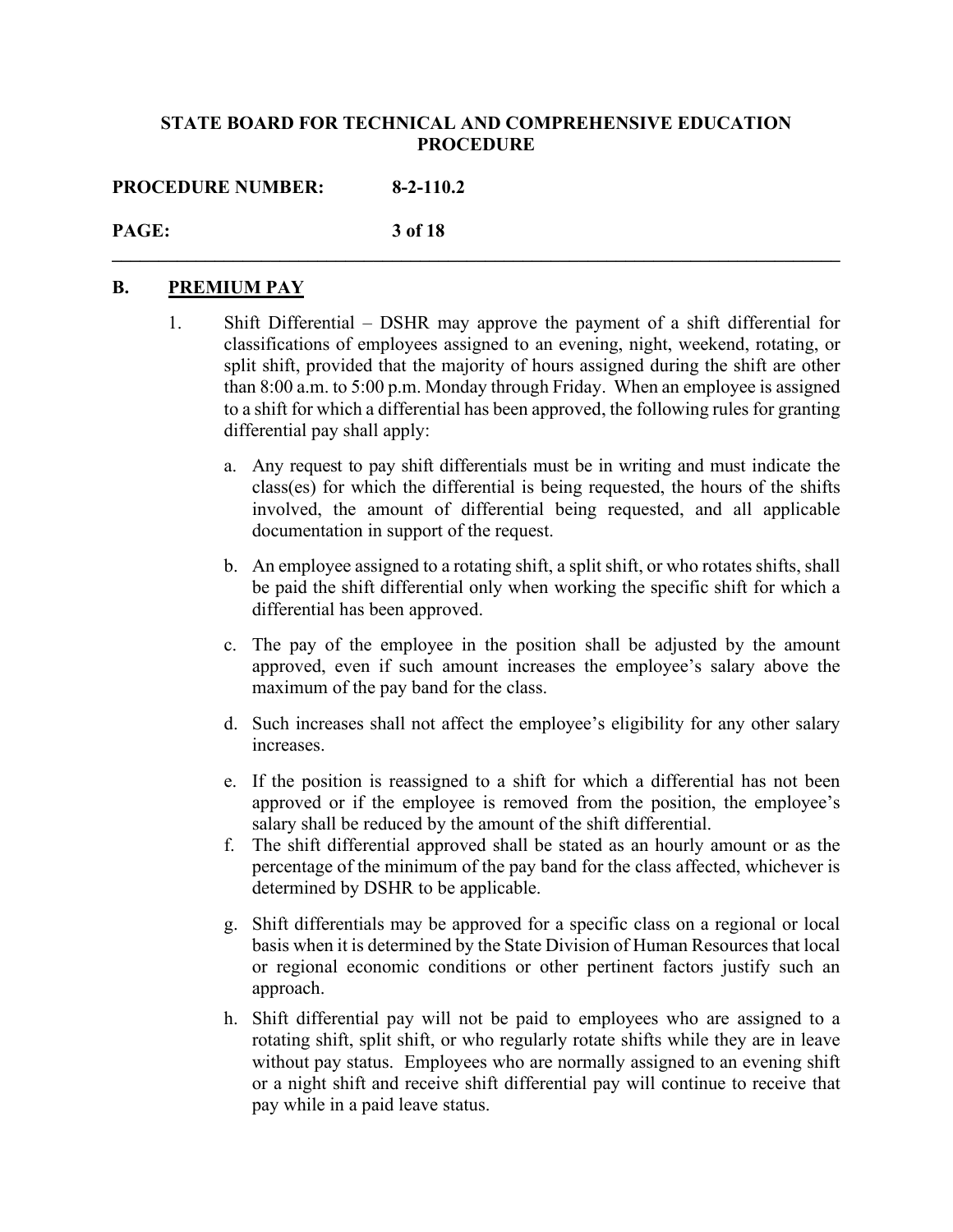## B. PREMIUM PAY

1. Shift Differential – DSHR may approve the payment of a shift differential for classifications of employees assigned to an evening, night, weekend, rotating, or split shift, provided that the majority of hours assigned during the shift are other than 8:00 a.m. to 5:00 p.m. Monday through Friday. When an employee is assigned to a shift for which a differential has been approved, the following rules for granting differential pay shall apply:

   a. Any request to pay shift differentials must be in writing and must indicate the class(es) for which the differential is being requested, the hours of the shifts involved, the amount of differential being requested, and all applicable documentation in support of the request.

   b. An employee assigned to a rotating shift, a split shift, or who rotates shifts, shall be paid the shift differential only when working the specific shift for which a differential has been approved.

   c. The pay of the employee in the position shall be adjusted by the amount approved, even if such amount increases the employee's salary above the maximum of the pay band for the class.

   d. Such increases shall not affect the employee's eligibility for any other salary increases.

   e. If the position is reassigned to a shift for which a differential has not been approved or if the employee is removed from the position, the employee's salary shall be reduced by the amount of the shift differential.

   f. The shift differential approved shall be stated as an hourly amount or as the percentage of the minimum of the pay band for the class affected, whichever is determined by DSHR to be applicable.

   g. Shift differentials may be approved for a specific class on a regional or local basis when it is determined by the State Division of Human Resources that local or regional economic conditions or other pertinent factors justify such an approach.

   h. Shift differential pay will not be paid to employees who are assigned to a rotating shift, split shift, or who regularly rotate shifts while they are in leave without pay status. Employees who are normally assigned to an evening shift or a night shift and receive shift differential pay will continue to receive that pay while in a paid leave status.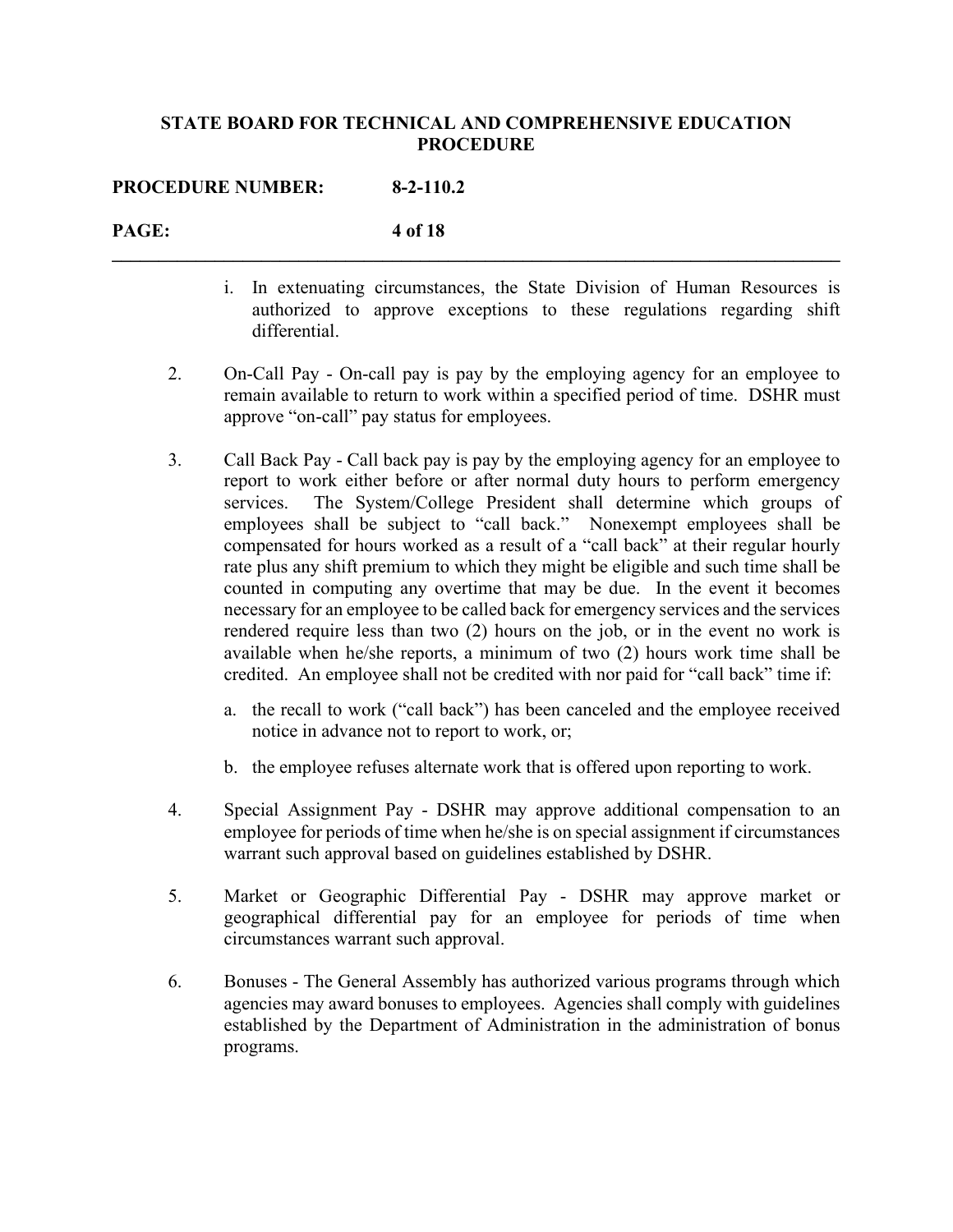i. In extenuating circumstances, the State Division of Human Resources is authorized to approve exceptions to these regulations regarding shift differential.

2. On-Call Pay - On-call pay is pay by the employing agency for an employee to remain available to return to work within a specified period of time. DSHR must approve "on-call" pay status for employees.

3. Call Back Pay - Call back pay is pay by the employing agency for an employee to report to work either before or after normal duty hours to perform emergency services. The System/College President shall determine which groups of employees shall be subject to "call back." Nonexempt employees shall be compensated for hours worked as a result of a "call back" at their regular hourly rate plus any shift premium to which they might be eligible and such time shall be counted in computing any overtime that may be due. In the event it becomes necessary for an employee to be called back for emergency services and the services rendered require less than two (2) hours on the job, or in the event no work is available when he/she reports, a minimum of two (2) hours work time shall be credited. An employee shall not be credited with nor paid for "call back" time if:

   a. the recall to work ("call back") has been canceled and the employee received notice in advance not to report to work, or;

   b. the employee refuses alternate work that is offered upon reporting to work.

4. Special Assignment Pay - DSHR may approve additional compensation to an employee for periods of time when he/she is on special assignment if circumstances warrant such approval based on guidelines established by DSHR.

5. Market or Geographic Differential Pay - DSHR may approve market or geographical differential pay for an employee for periods of time when circumstances warrant such approval.

6. Bonuses - The General Assembly has authorized various programs through which agencies may award bonuses to employees. Agencies shall comply with guidelines established by the Department of Administration in the administration of bonus programs.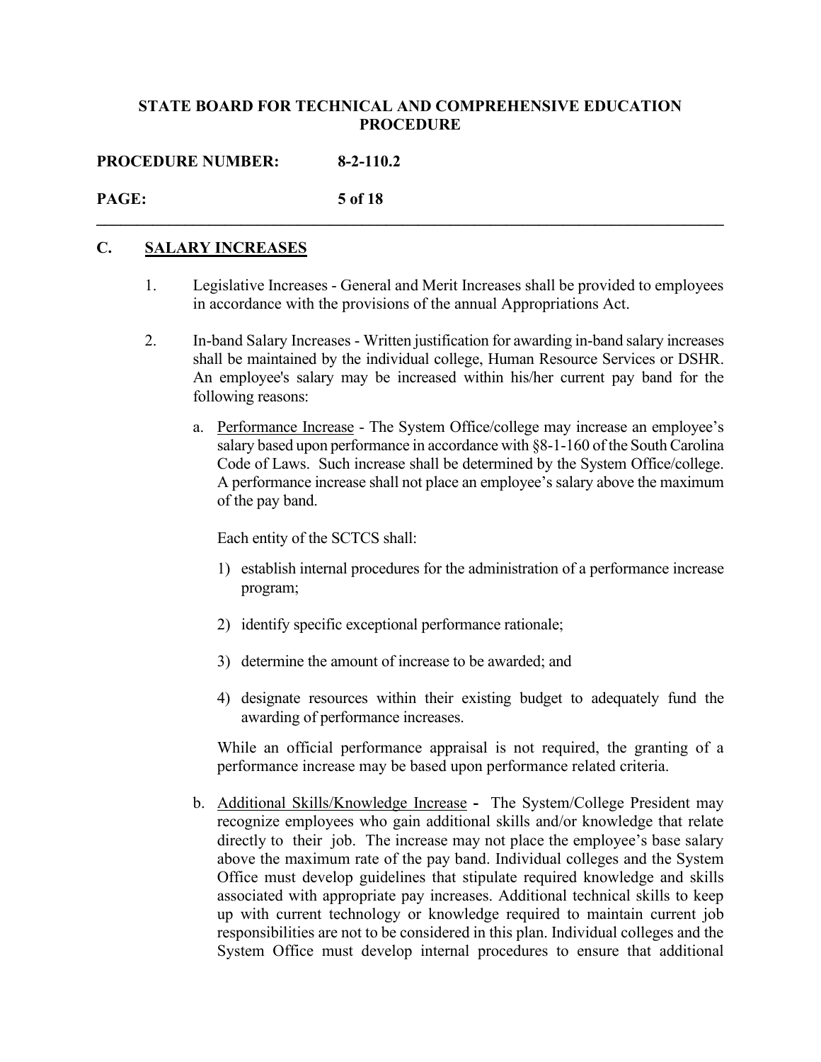## C. SALARY INCREASES

1. Legislative Increases - General and Merit Increases shall be provided to employees in accordance with the provisions of the annual Appropriations Act.

2. In-band Salary Increases - Written justification for awarding in-band salary increases shall be maintained by the individual college, Human Resource Services or DSHR. An employee's salary may be increased within his/her current pay band for the following reasons:

   a. Performance Increase - The System Office/college may increase an employee's salary based upon performance in accordance with §8-1-160 of the South Carolina Code of Laws. Such increase shall be determined by the System Office/college. A performance increase shall not place an employee's salary above the maximum of the pay band.

      Each entity of the SCTCS shall:

      1) establish internal procedures for the administration of a performance increase program;

      2) identify specific exceptional performance rationale;

      3) determine the amount of increase to be awarded; and

      4) designate resources within their existing budget to adequately fund the awarding of performance increases.

      While an official performance appraisal is not required, the granting of a performance increase may be based upon performance related criteria.

   b. Additional Skills/Knowledge Increase **-** The System/College President may recognize employees who gain additional skills and/or knowledge that relate directly to their job. The increase may not place the employee's base salary above the maximum rate of the pay band. Individual colleges and the System Office must develop guidelines that stipulate required knowledge and skills associated with appropriate pay increases. Additional technical skills to keep up with current technology or knowledge required to maintain current job responsibilities are not to be considered in this plan. Individual colleges and the System Office must develop internal procedures to ensure that additional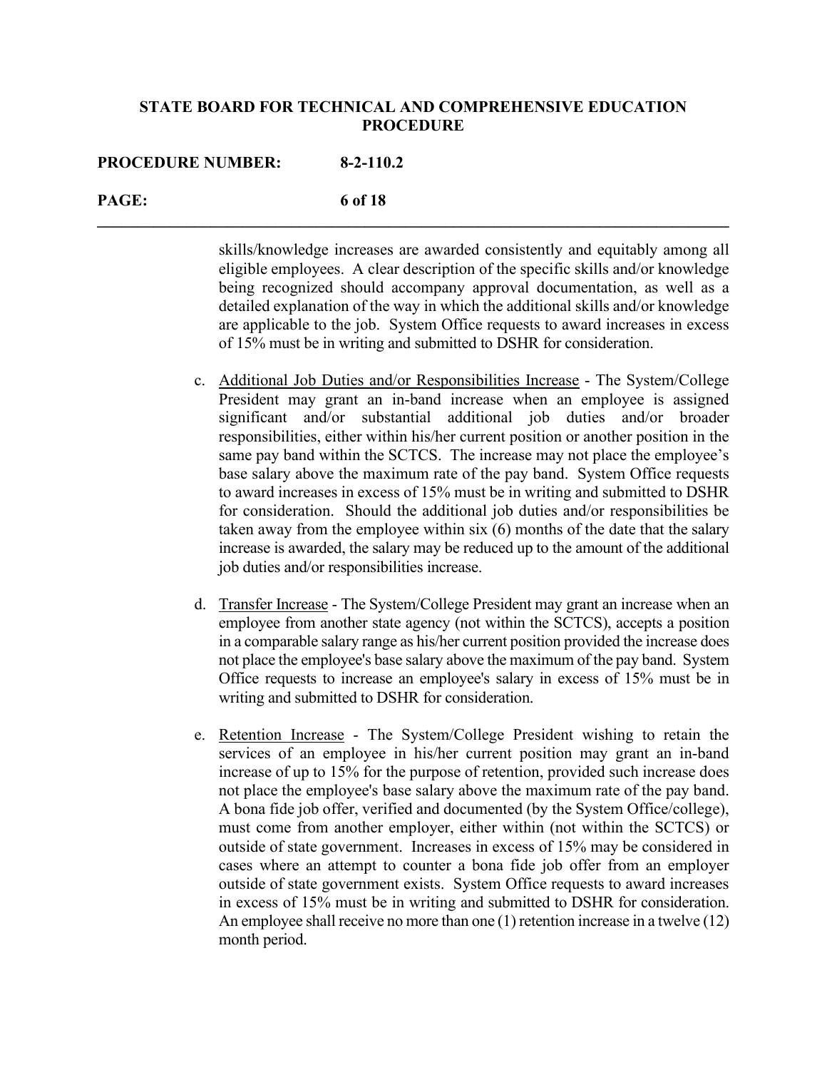skills/knowledge increases are awarded consistently and equitably among all eligible employees. A clear description of the specific skills and/or knowledge being recognized should accompany approval documentation, as well as a detailed explanation of the way in which the additional skills and/or knowledge are applicable to the job. System Office requests to award increases in excess of 15% must be in writing and submitted to DSHR for consideration.

c. Additional Job Duties and/or Responsibilities Increase - The System/College President may grant an in-band increase when an employee is assigned significant and/or substantial additional job duties and/or broader responsibilities, either within his/her current position or another position in the same pay band within the SCTCS. The increase may not place the employee's base salary above the maximum rate of the pay band. System Office requests to award increases in excess of 15% must be in writing and submitted to DSHR for consideration. Should the additional job duties and/or responsibilities be taken away from the employee within six (6) months of the date that the salary increase is awarded, the salary may be reduced up to the amount of the additional job duties and/or responsibilities increase.

d. Transfer Increase - The System/College President may grant an increase when an employee from another state agency (not within the SCTCS), accepts a position in a comparable salary range as his/her current position provided the increase does not place the employee's base salary above the maximum of the pay band. System Office requests to increase an employee's salary in excess of 15% must be in writing and submitted to DSHR for consideration.

e. Retention Increase - The System/College President wishing to retain the services of an employee in his/her current position may grant an in-band increase of up to 15% for the purpose of retention, provided such increase does not place the employee's base salary above the maximum rate of the pay band. A bona fide job offer, verified and documented (by the System Office/college), must come from another employer, either within (not within the SCTCS) or outside of state government. Increases in excess of 15% may be considered in cases where an attempt to counter a bona fide job offer from an employer outside of state government exists. System Office requests to award increases in excess of 15% must be in writing and submitted to DSHR for consideration. An employee shall receive no more than one (1) retention increase in a twelve (12) month period.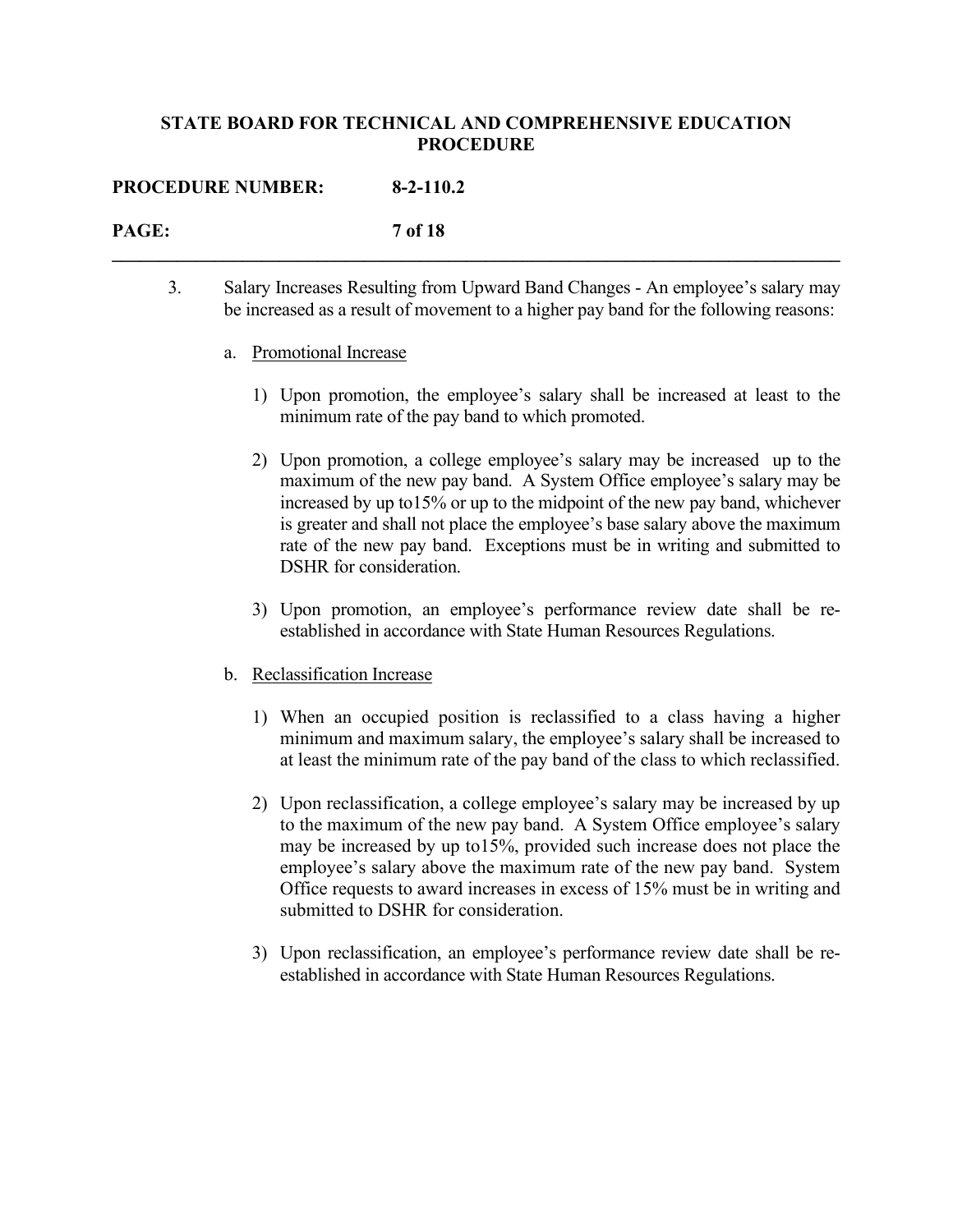3. Salary Increases Resulting from Upward Band Changes - An employee's salary may be increased as a result of movement to a higher pay band for the following reasons:

   a. Promotional Increase

      1) Upon promotion, the employee's salary shall be increased at least to the minimum rate of the pay band to which promoted.

      2) Upon promotion, a college employee's salary may be increased up to the maximum of the new pay band. A System Office employee's salary may be increased by up to15% or up to the midpoint of the new pay band, whichever is greater and shall not place the employee's base salary above the maximum rate of the new pay band. Exceptions must be in writing and submitted to DSHR for consideration.

      3) Upon promotion, an employee's performance review date shall be re-established in accordance with State Human Resources Regulations.

   b. Reclassification Increase

      1) When an occupied position is reclassified to a class having a higher minimum and maximum salary, the employee's salary shall be increased to at least the minimum rate of the pay band of the class to which reclassified.

      2) Upon reclassification, a college employee's salary may be increased by up to the maximum of the new pay band. A System Office employee's salary may be increased by up to15%, provided such increase does not place the employee's salary above the maximum rate of the new pay band. System Office requests to award increases in excess of 15% must be in writing and submitted to DSHR for consideration.

      3) Upon reclassification, an employee's performance review date shall be re-established in accordance with State Human Resources Regulations.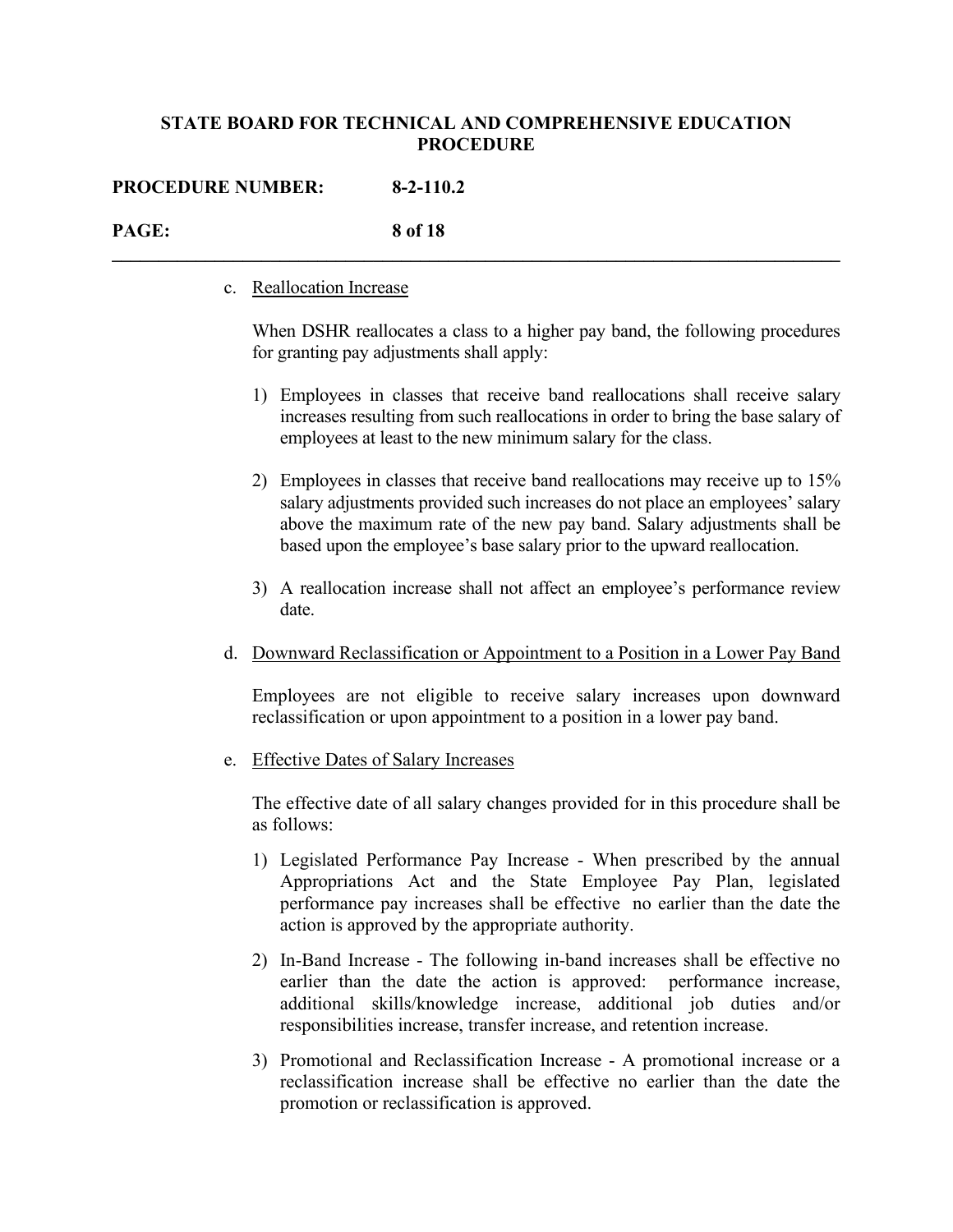c. Reallocation Increase

When DSHR reallocates a class to a higher pay band, the following procedures for granting pay adjustments shall apply:

1) Employees in classes that receive band reallocations shall receive salary increases resulting from such reallocations in order to bring the base salary of employees at least to the new minimum salary for the class.

2) Employees in classes that receive band reallocations may receive up to 15% salary adjustments provided such increases do not place an employees' salary above the maximum rate of the new pay band. Salary adjustments shall be based upon the employee's base salary prior to the upward reallocation.

3) A reallocation increase shall not affect an employee's performance review date.

d. Downward Reclassification or Appointment to a Position in a Lower Pay Band

Employees are not eligible to receive salary increases upon downward reclassification or upon appointment to a position in a lower pay band.

e. Effective Dates of Salary Increases

The effective date of all salary changes provided for in this procedure shall be as follows:

1) Legislated Performance Pay Increase - When prescribed by the annual Appropriations Act and the State Employee Pay Plan, legislated performance pay increases shall be effective no earlier than the date the action is approved by the appropriate authority.

2) In-Band Increase - The following in-band increases shall be effective no earlier than the date the action is approved: performance increase, additional skills/knowledge increase, additional job duties and/or responsibilities increase, transfer increase, and retention increase.

3) Promotional and Reclassification Increase - A promotional increase or a reclassification increase shall be effective no earlier than the date the promotion or reclassification is approved.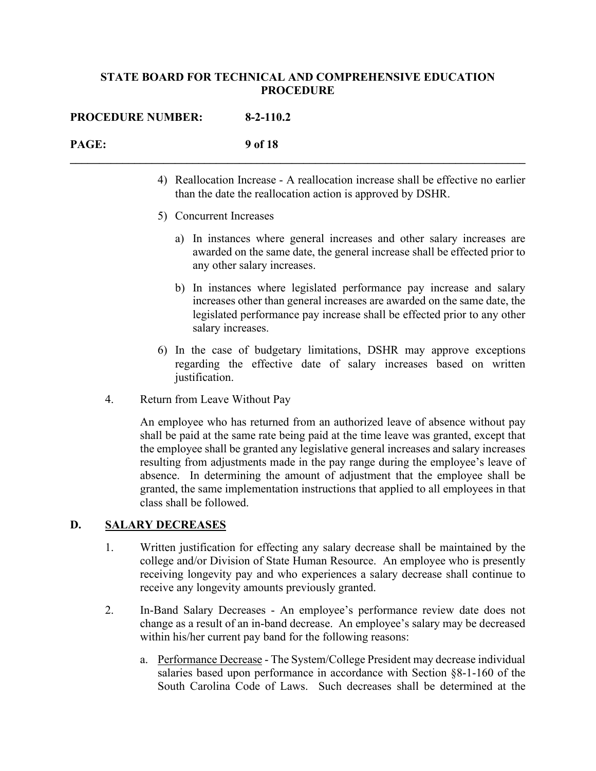4) Reallocation Increase - A reallocation increase shall be effective no earlier than the date the reallocation action is approved by DSHR.

5) Concurrent Increases

   a) In instances where general increases and other salary increases are awarded on the same date, the general increase shall be effected prior to any other salary increases.

   b) In instances where legislated performance pay increase and salary increases other than general increases are awarded on the same date, the legislated performance pay increase shall be effected prior to any other salary increases.

6) In the case of budgetary limitations, DSHR may approve exceptions regarding the effective date of salary increases based on written justification.

4. Return from Leave Without Pay

   An employee who has returned from an authorized leave of absence without pay shall be paid at the same rate being paid at the time leave was granted, except that the employee shall be granted any legislative general increases and salary increases resulting from adjustments made in the pay range during the employee's leave of absence. In determining the amount of adjustment that the employee shall be granted, the same implementation instructions that applied to all employees in that class shall be followed.

## D. SALARY DECREASES

1. Written justification for effecting any salary decrease shall be maintained by the college and/or Division of State Human Resource. An employee who is presently receiving longevity pay and who experiences a salary decrease shall continue to receive any longevity amounts previously granted.

2. In-Band Salary Decreases - An employee's performance review date does not change as a result of an in-band decrease. An employee's salary may be decreased within his/her current pay band for the following reasons:

   a. Performance Decrease - The System/College President may decrease individual salaries based upon performance in accordance with Section §8-1-160 of the South Carolina Code of Laws. Such decreases shall be determined at the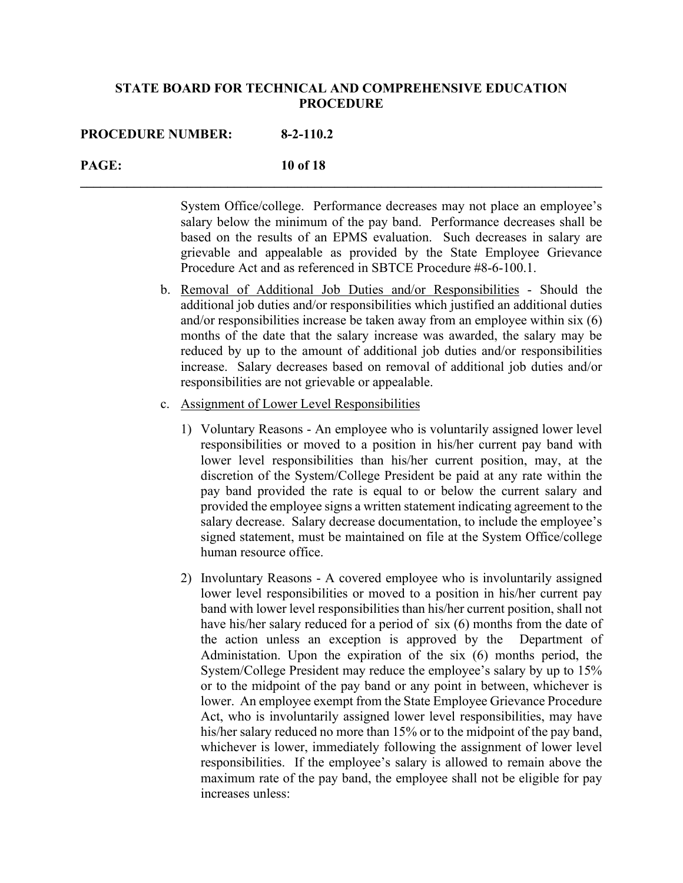System Office/college. Performance decreases may not place an employee's salary below the minimum of the pay band. Performance decreases shall be based on the results of an EPMS evaluation. Such decreases in salary are grievable and appealable as provided by the State Employee Grievance Procedure Act and as referenced in SBTCE Procedure #8-6-100.1.

b. Removal of Additional Job Duties and/or Responsibilities - Should the additional job duties and/or responsibilities which justified an additional duties and/or responsibilities increase be taken away from an employee within six (6) months of the date that the salary increase was awarded, the salary may be reduced by up to the amount of additional job duties and/or responsibilities increase. Salary decreases based on removal of additional job duties and/or responsibilities are not grievable or appealable.

c. Assignment of Lower Level Responsibilities

   1) Voluntary Reasons - An employee who is voluntarily assigned lower level responsibilities or moved to a position in his/her current pay band with lower level responsibilities than his/her current position, may, at the discretion of the System/College President be paid at any rate within the pay band provided the rate is equal to or below the current salary and provided the employee signs a written statement indicating agreement to the salary decrease. Salary decrease documentation, to include the employee's signed statement, must be maintained on file at the System Office/college human resource office.

   2) Involuntary Reasons - A covered employee who is involuntarily assigned lower level responsibilities or moved to a position in his/her current pay band with lower level responsibilities than his/her current position, shall not have his/her salary reduced for a period of six (6) months from the date of the action unless an exception is approved by the Department of Administation. Upon the expiration of the six (6) months period, the System/College President may reduce the employee's salary by up to 15% or to the midpoint of the pay band or any point in between, whichever is lower. An employee exempt from the State Employee Grievance Procedure Act, who is involuntarily assigned lower level responsibilities, may have his/her salary reduced no more than 15% or to the midpoint of the pay band, whichever is lower, immediately following the assignment of lower level responsibilities. If the employee's salary is allowed to remain above the maximum rate of the pay band, the employee shall not be eligible for pay increases unless: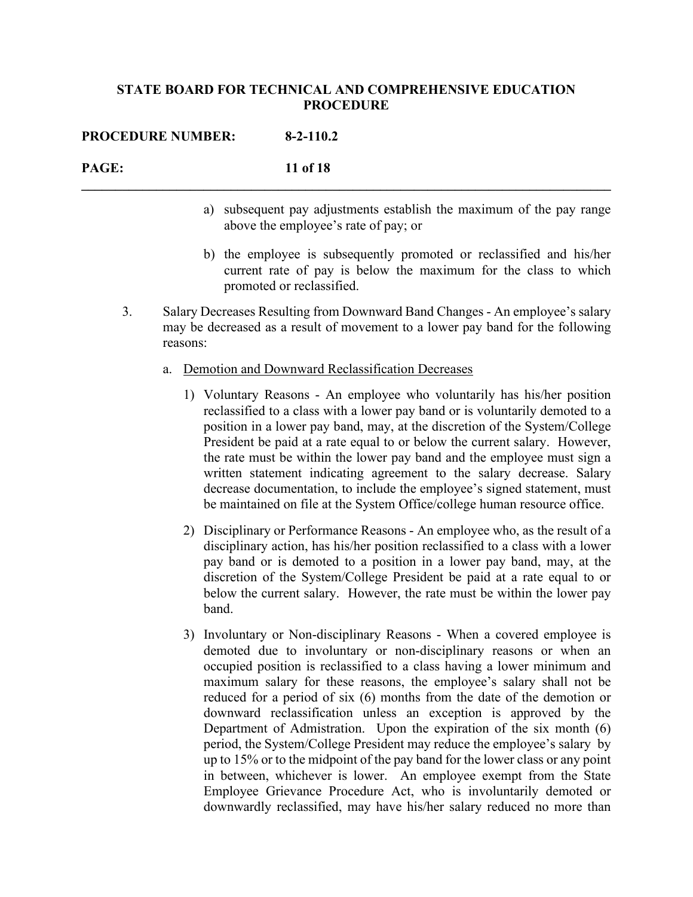a) subsequent pay adjustments establish the maximum of the pay range above the employee's rate of pay; or

b) the employee is subsequently promoted or reclassified and his/her current rate of pay is below the maximum for the class to which promoted or reclassified.

3. Salary Decreases Resulting from Downward Band Changes - An employee's salary may be decreased as a result of movement to a lower pay band for the following reasons:

   a. <u>Demotion and Downward Reclassification Decreases</u>

      1) Voluntary Reasons - An employee who voluntarily has his/her position reclassified to a class with a lower pay band or is voluntarily demoted to a position in a lower pay band, may, at the discretion of the System/College President be paid at a rate equal to or below the current salary. However, the rate must be within the lower pay band and the employee must sign a written statement indicating agreement to the salary decrease. Salary decrease documentation, to include the employee's signed statement, must be maintained on file at the System Office/college human resource office.

      2) Disciplinary or Performance Reasons - An employee who, as the result of a disciplinary action, has his/her position reclassified to a class with a lower pay band or is demoted to a position in a lower pay band, may, at the discretion of the System/College President be paid at a rate equal to or below the current salary. However, the rate must be within the lower pay band.

      3) Involuntary or Non-disciplinary Reasons - When a covered employee is demoted due to involuntary or non-disciplinary reasons or when an occupied position is reclassified to a class having a lower minimum and maximum salary for these reasons, the employee's salary shall not be reduced for a period of six (6) months from the date of the demotion or downward reclassification unless an exception is approved by the Department of Admistration. Upon the expiration of the six month (6) period, the System/College President may reduce the employee's salary by up to 15% or to the midpoint of the pay band for the lower class or any point in between, whichever is lower. An employee exempt from the State Employee Grievance Procedure Act, who is involuntarily demoted or downwardly reclassified, may have his/her salary reduced no more than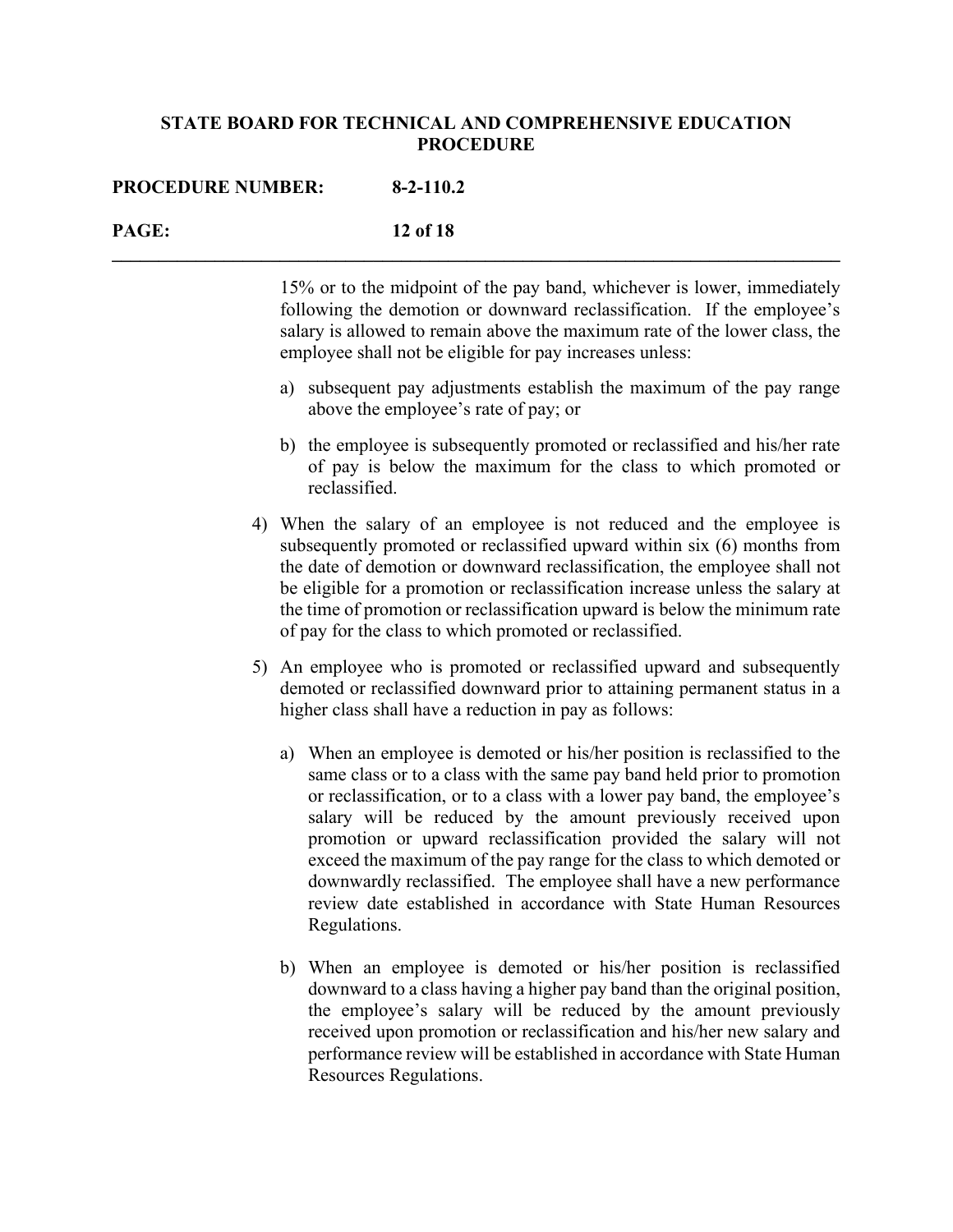15% or to the midpoint of the pay band, whichever is lower, immediately following the demotion or downward reclassification. If the employee's salary is allowed to remain above the maximum rate of the lower class, the employee shall not be eligible for pay increases unless:

a) subsequent pay adjustments establish the maximum of the pay range above the employee's rate of pay; or

b) the employee is subsequently promoted or reclassified and his/her rate of pay is below the maximum for the class to which promoted or reclassified.

4) When the salary of an employee is not reduced and the employee is subsequently promoted or reclassified upward within six (6) months from the date of demotion or downward reclassification, the employee shall not be eligible for a promotion or reclassification increase unless the salary at the time of promotion or reclassification upward is below the minimum rate of pay for the class to which promoted or reclassified.

5) An employee who is promoted or reclassified upward and subsequently demoted or reclassified downward prior to attaining permanent status in a higher class shall have a reduction in pay as follows:

   a) When an employee is demoted or his/her position is reclassified to the same class or to a class with the same pay band held prior to promotion or reclassification, or to a class with a lower pay band, the employee's salary will be reduced by the amount previously received upon promotion or upward reclassification provided the salary will not exceed the maximum of the pay range for the class to which demoted or downwardly reclassified. The employee shall have a new performance review date established in accordance with State Human Resources Regulations.

   b) When an employee is demoted or his/her position is reclassified downward to a class having a higher pay band than the original position, the employee's salary will be reduced by the amount previously received upon promotion or reclassification and his/her new salary and performance review will be established in accordance with State Human Resources Regulations.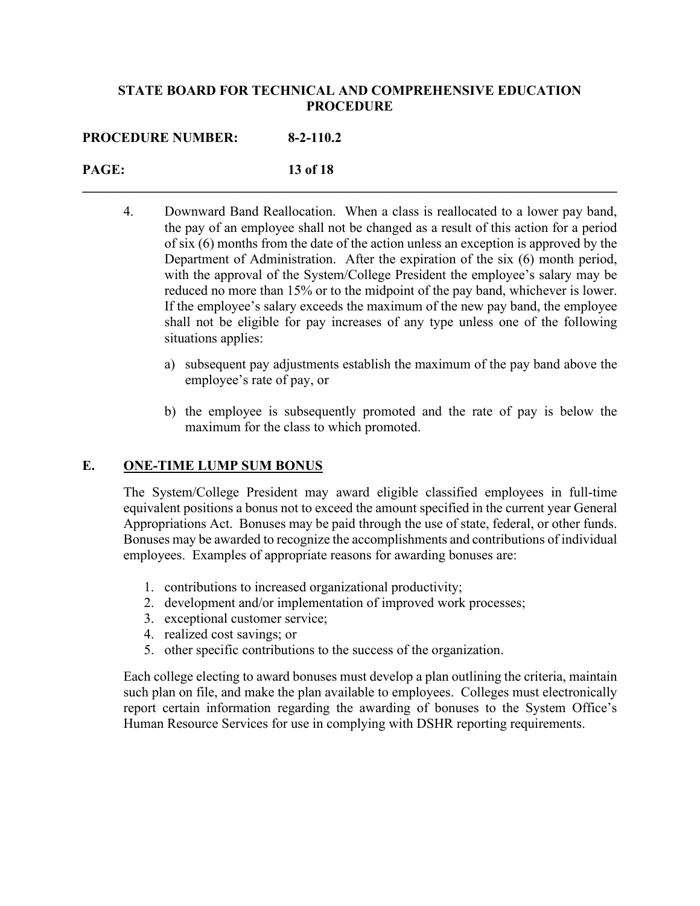4. Downward Band Reallocation. When a class is reallocated to a lower pay band, the pay of an employee shall not be changed as a result of this action for a period of six (6) months from the date of the action unless an exception is approved by the Department of Administration. After the expiration of the six (6) month period, with the approval of the System/College President the employee's salary may be reduced no more than 15% or to the midpoint of the pay band, whichever is lower. If the employee's salary exceeds the maximum of the new pay band, the employee shall not be eligible for pay increases of any type unless one of the following situations applies:

   a) subsequent pay adjustments establish the maximum of the pay band above the employee's rate of pay, or

   b) the employee is subsequently promoted and the rate of pay is below the maximum for the class to which promoted.

## E. <u>ONE-TIME LUMP SUM BONUS</u>

The System/College President may award eligible classified employees in full-time equivalent positions a bonus not to exceed the amount specified in the current year General Appropriations Act. Bonuses may be paid through the use of state, federal, or other funds. Bonuses may be awarded to recognize the accomplishments and contributions of individual employees. Examples of appropriate reasons for awarding bonuses are:

1. contributions to increased organizational productivity;
2. development and/or implementation of improved work processes;
3. exceptional customer service;
4. realized cost savings; or
5. other specific contributions to the success of the organization.

Each college electing to award bonuses must develop a plan outlining the criteria, maintain such plan on file, and make the plan available to employees. Colleges must electronically report certain information regarding the awarding of bonuses to the System Office's Human Resource Services for use in complying with DSHR reporting requirements.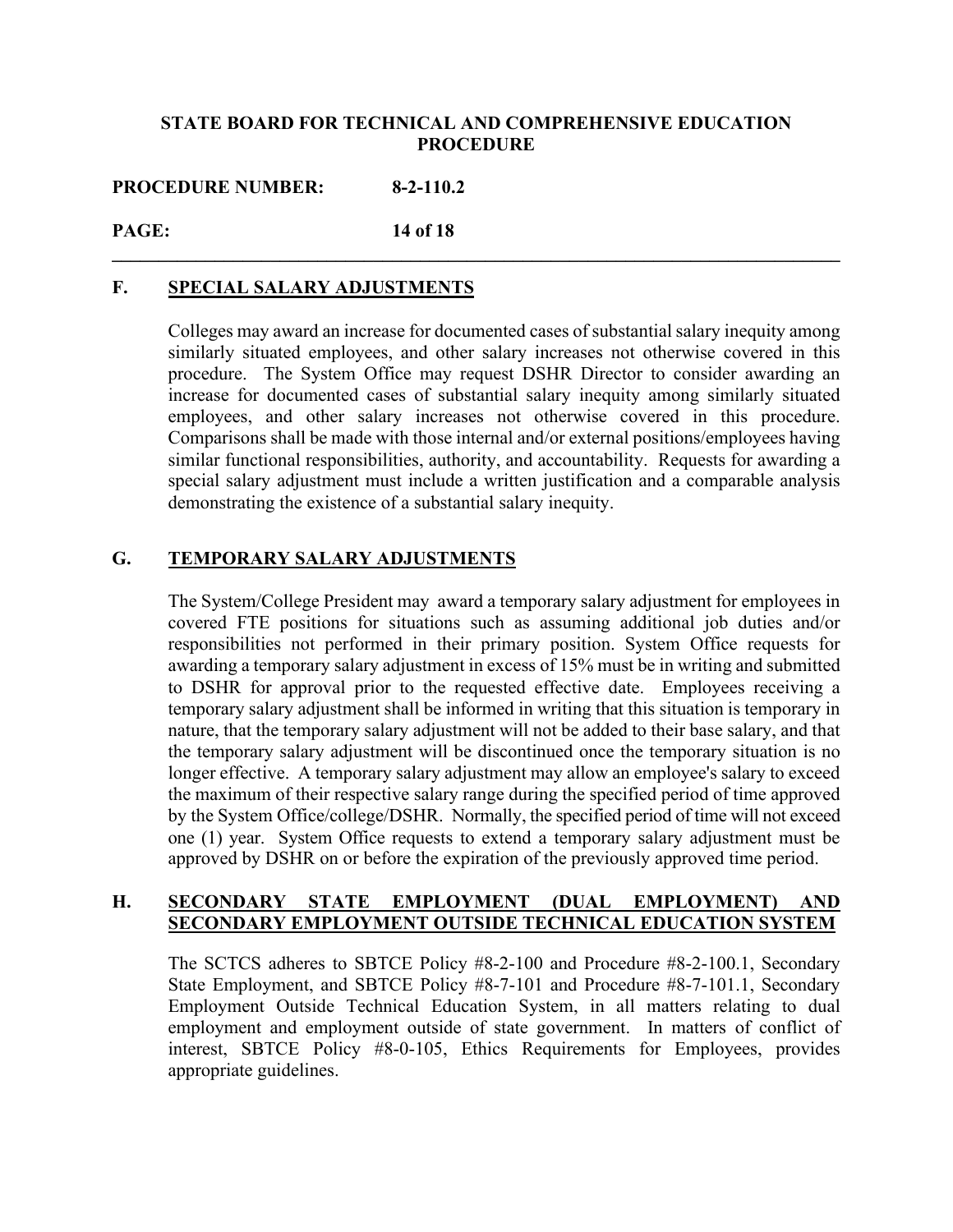## F. SPECIAL SALARY ADJUSTMENTS

Colleges may award an increase for documented cases of substantial salary inequity among similarly situated employees, and other salary increases not otherwise covered in this procedure. The System Office may request DSHR Director to consider awarding an increase for documented cases of substantial salary inequity among similarly situated employees, and other salary increases not otherwise covered in this procedure. Comparisons shall be made with those internal and/or external positions/employees having similar functional responsibilities, authority, and accountability. Requests for awarding a special salary adjustment must include a written justification and a comparable analysis demonstrating the existence of a substantial salary inequity.

## G. TEMPORARY SALARY ADJUSTMENTS

The System/College President may award a temporary salary adjustment for employees in covered FTE positions for situations such as assuming additional job duties and/or responsibilities not performed in their primary position. System Office requests for awarding a temporary salary adjustment in excess of 15% must be in writing and submitted to DSHR for approval prior to the requested effective date. Employees receiving a temporary salary adjustment shall be informed in writing that this situation is temporary in nature, that the temporary salary adjustment will not be added to their base salary, and that the temporary salary adjustment will be discontinued once the temporary situation is no longer effective. A temporary salary adjustment may allow an employee's salary to exceed the maximum of their respective salary range during the specified period of time approved by the System Office/college/DSHR. Normally, the specified period of time will not exceed one (1) year. System Office requests to extend a temporary salary adjustment must be approved by DSHR on or before the expiration of the previously approved time period.

## H. SECONDARY STATE EMPLOYMENT (DUAL EMPLOYMENT) AND SECONDARY EMPLOYMENT OUTSIDE TECHNICAL EDUCATION SYSTEM

The SCTCS adheres to SBTCE Policy #8-2-100 and Procedure #8-2-100.1, Secondary State Employment, and SBTCE Policy #8-7-101 and Procedure #8-7-101.1, Secondary Employment Outside Technical Education System, in all matters relating to dual employment and employment outside of state government. In matters of conflict of interest, SBTCE Policy #8-0-105, Ethics Requirements for Employees, provides appropriate guidelines.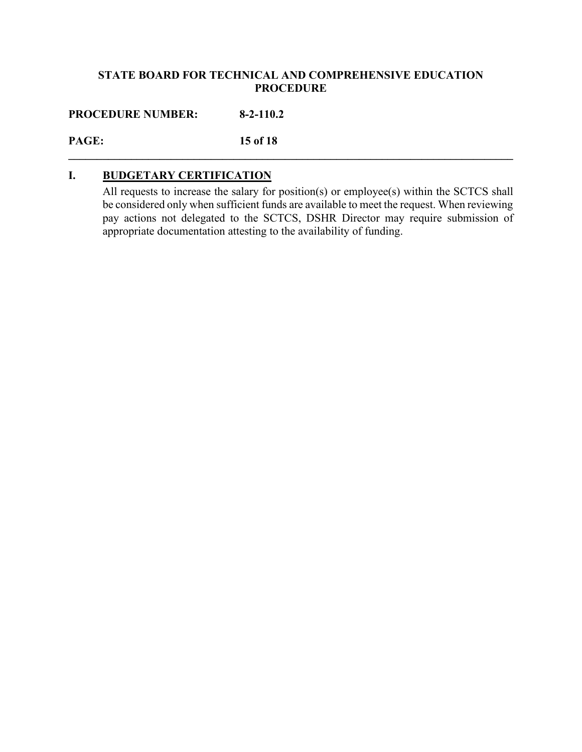## I. BUDGETARY CERTIFICATION

All requests to increase the salary for position(s) or employee(s) within the SCTCS shall be considered only when sufficient funds are available to meet the request. When reviewing pay actions not delegated to the SCTCS, DSHR Director may require submission of appropriate documentation attesting to the availability of funding.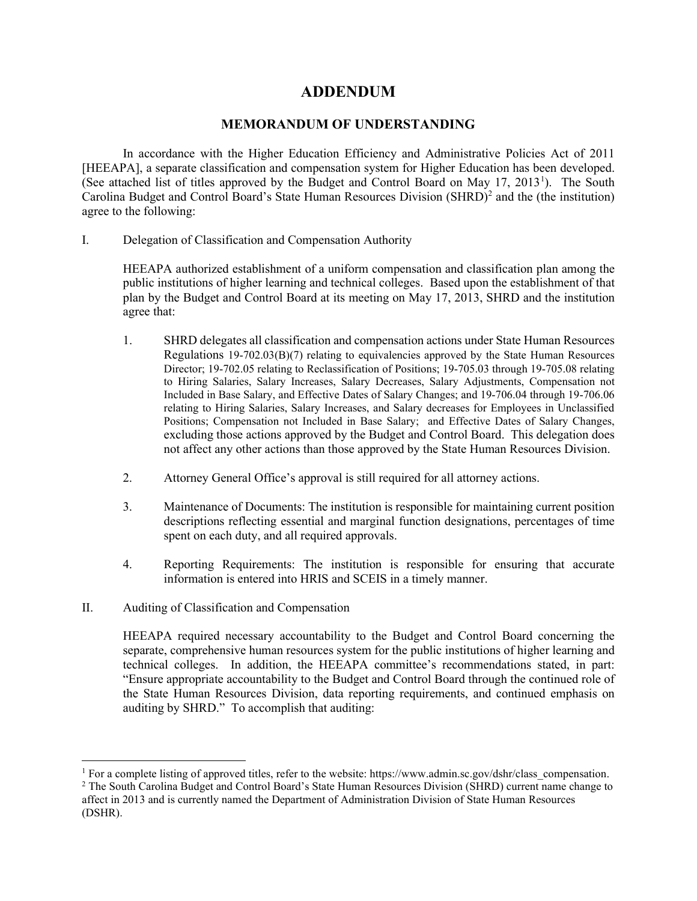# ADDENDUM

## MEMORANDUM OF UNDERSTANDING

In accordance with the Higher Education Efficiency and Administrative Policies Act of 2011 [HEEAPA], a separate classification and compensation system for Higher Education has been developed. (See attached list of titles approved by the Budget and Control Board on May 17, 2013[1]). The South Carolina Budget and Control Board's State Human Resources Division (SHRD)[2] and the (the institution) agree to the following:

I. Delegation of Classification and Compensation Authority

HEEAPA authorized establishment of a uniform compensation and classification plan among the public institutions of higher learning and technical colleges. Based upon the establishment of that plan by the Budget and Control Board at its meeting on May 17, 2013, SHRD and the institution agree that:

1. SHRD delegates all classification and compensation actions under State Human Resources Regulations 19-702.03(B)(7) relating to equivalencies approved by the State Human Resources Director; 19-702.05 relating to Reclassification of Positions; 19-705.03 through 19-705.08 relating to Hiring Salaries, Salary Increases, Salary Decreases, Salary Adjustments, Compensation not Included in Base Salary, and Effective Dates of Salary Changes; and 19-706.04 through 19-706.06 relating to Hiring Salaries, Salary Increases, and Salary decreases for Employees in Unclassified Positions; Compensation not Included in Base Salary; and Effective Dates of Salary Changes, excluding those actions approved by the Budget and Control Board. This delegation does not affect any other actions than those approved by the State Human Resources Division.

2. Attorney General Office's approval is still required for all attorney actions.

3. Maintenance of Documents: The institution is responsible for maintaining current position descriptions reflecting essential and marginal function designations, percentages of time spent on each duty, and all required approvals.

4. Reporting Requirements: The institution is responsible for ensuring that accurate information is entered into HRIS and SCEIS in a timely manner.

II. Auditing of Classification and Compensation

HEEAPA required necessary accountability to the Budget and Control Board concerning the separate, comprehensive human resources system for the public institutions of higher learning and technical colleges. In addition, the HEEAPA committee's recommendations stated, in part: "Ensure appropriate accountability to the Budget and Control Board through the continued role of the State Human Resources Division, data reporting requirements, and continued emphasis on auditing by SHRD." To accomplish that auditing:

---

[1] For a complete listing of approved titles, refer to the website: https://www.admin.sc.gov/dshr/class_compensation.

[2] The South Carolina Budget and Control Board's State Human Resources Division (SHRD) current name change to affect in 2013 and is currently named the Department of Administration Division of State Human Resources (DSHR).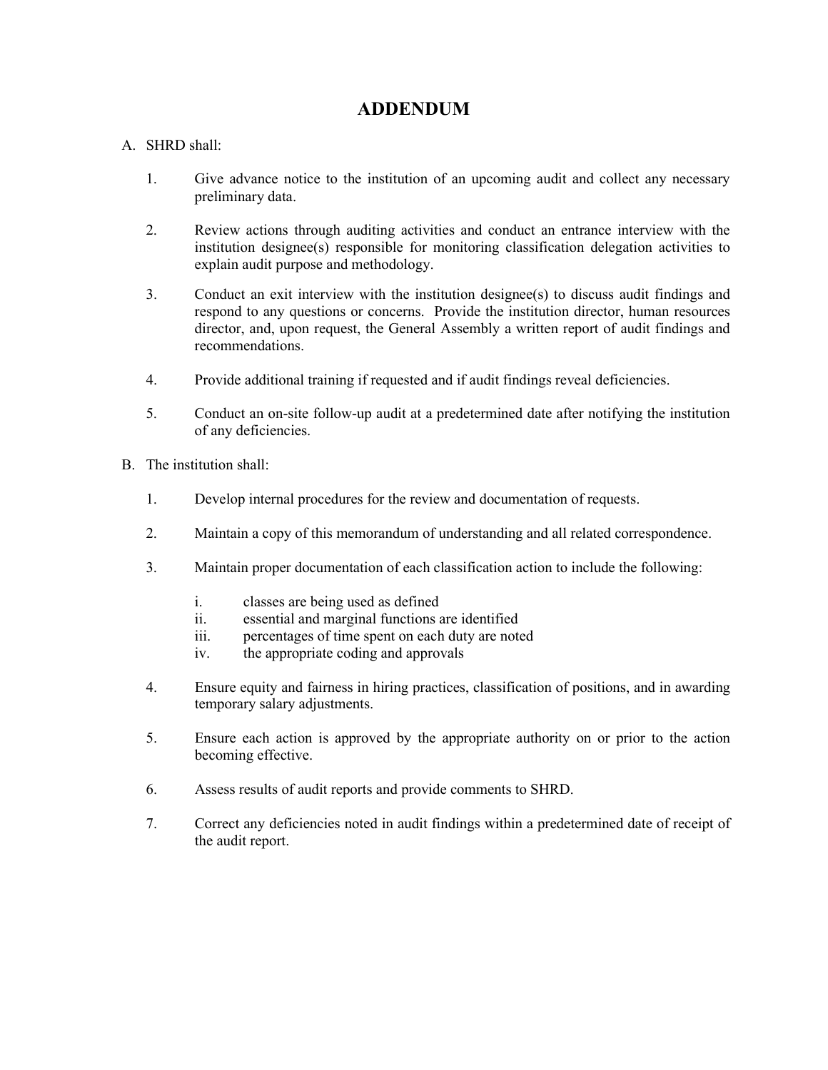# ADDENDUM

A. SHRD shall:

1. Give advance notice to the institution of an upcoming audit and collect any necessary preliminary data.

2. Review actions through auditing activities and conduct an entrance interview with the institution designee(s) responsible for monitoring classification delegation activities to explain audit purpose and methodology.

3. Conduct an exit interview with the institution designee(s) to discuss audit findings and respond to any questions or concerns. Provide the institution director, human resources director, and, upon request, the General Assembly a written report of audit findings and recommendations.

4. Provide additional training if requested and if audit findings reveal deficiencies.

5. Conduct an on-site follow-up audit at a predetermined date after notifying the institution of any deficiencies.

B. The institution shall:

1. Develop internal procedures for the review and documentation of requests.

2. Maintain a copy of this memorandum of understanding and all related correspondence.

3. Maintain proper documentation of each classification action to include the following:

   i. classes are being used as defined
   ii. essential and marginal functions are identified
   iii. percentages of time spent on each duty are noted
   iv. the appropriate coding and approvals

4. Ensure equity and fairness in hiring practices, classification of positions, and in awarding temporary salary adjustments.

5. Ensure each action is approved by the appropriate authority on or prior to the action becoming effective.

6. Assess results of audit reports and provide comments to SHRD.

7. Correct any deficiencies noted in audit findings within a predetermined date of receipt of the audit report.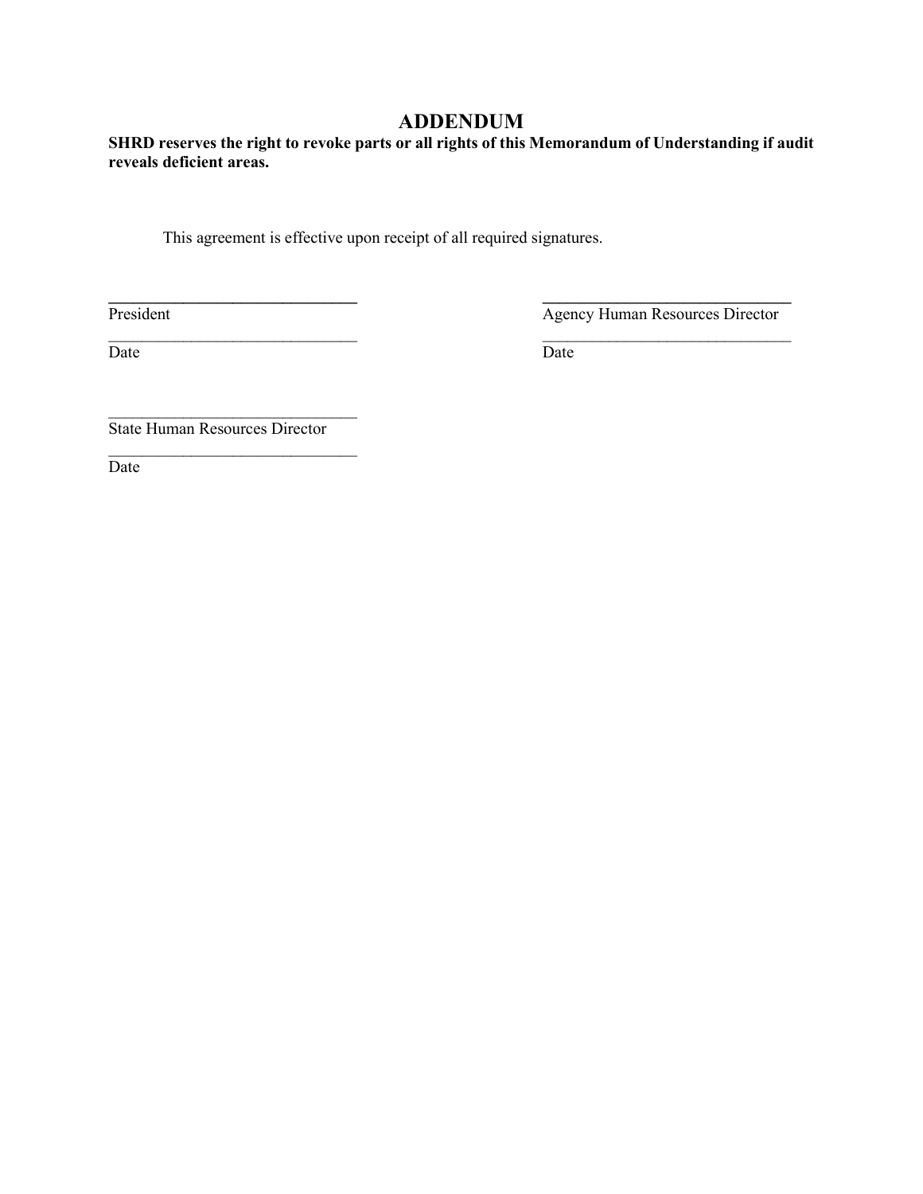# ADDENDUM

**SHRD reserves the right to revoke parts or all rights of this Memorandum of Understanding if audit reveals deficient areas.**

This agreement is effective upon receipt of all required signatures.

| | |
|---|---|
| ______________________________ | ______________________________ |
| President | Agency Human Resources Director |
| ______________________________ | ______________________________ |
| Date | Date |

______________________________
State Human Resources Director

______________________________
Date